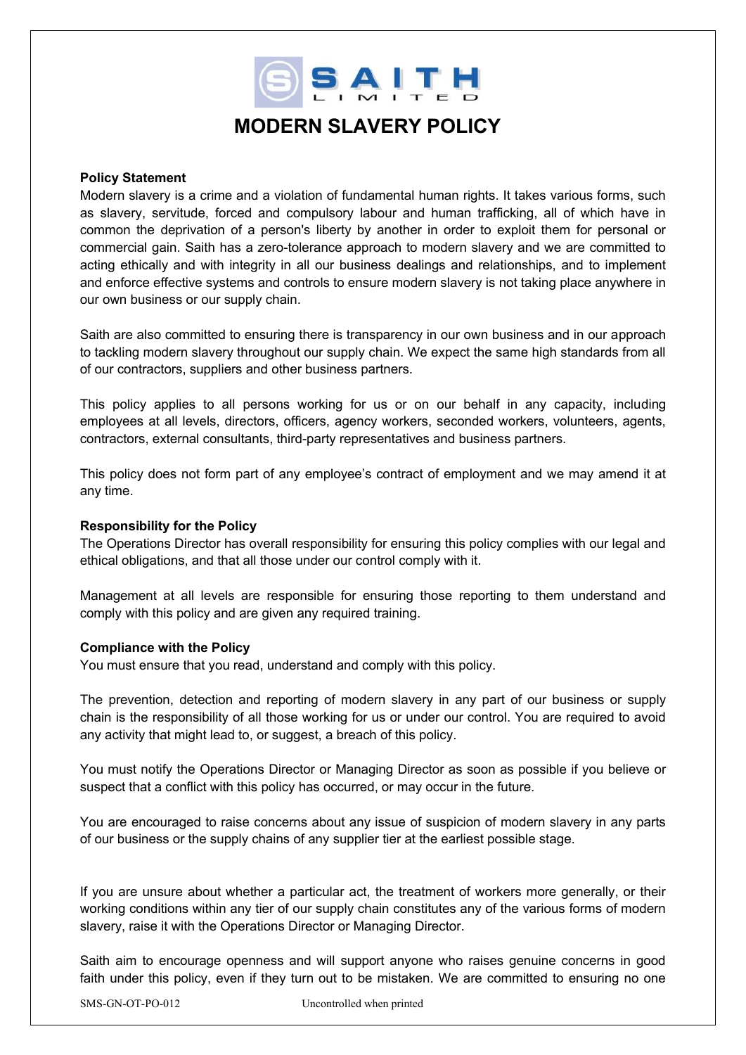# MODERN SLAVERY POLICY

**Policy Statement**

Modern slavery is a crime and a violation of fundamental human rights. It takes various forms, such as slavery, servitude, forced and compulsory labour and human trafficking, all of which have in common the deprivation of a person's liberty by another in order to exploit them for personal or commercial gain. Saith has a zero-tolerance approach to modern slavery and we are committed to acting ethically and with integrity in all our business dealings and relationships, and to implement and enforce effective systems and controls to ensure modern slavery is not taking place anywhere in our own business or our supply chain.

Saith are also committed to ensuring there is transparency in our own business and in our approach to tackling modern slavery throughout our supply chain. We expect the same high standards from all of our contractors, suppliers and other business partners.

This policy applies to all persons working for us or on our behalf in any capacity, including employees at all levels, directors, officers, agency workers, seconded workers, volunteers, agents, contractors, external consultants, third-party representatives and business partners.

This policy does not form part of any employee's contract of employment and we may amend it at any time.

**Responsibility for the Policy**

The Operations Director has overall responsibility for ensuring this policy complies with our legal and ethical obligations, and that all those under our control comply with it.

Management at all levels are responsible for ensuring those reporting to them understand and comply with this policy and are given any required training.

**Compliance with the Policy**

You must ensure that you read, understand and comply with this policy.

The prevention, detection and reporting of modern slavery in any part of our business or supply chain is the responsibility of all those working for us or under our control. You are required to avoid any activity that might lead to, or suggest, a breach of this policy.

You must notify the Operations Director or Managing Director as soon as possible if you believe or suspect that a conflict with this policy has occurred, or may occur in the future.

You are encouraged to raise concerns about any issue of suspicion of modern slavery in any parts of our business or the supply chains of any supplier tier at the earliest possible stage.

If you are unsure about whether a particular act, the treatment of workers more generally, or their working conditions within any tier of our supply chain constitutes any of the various forms of modern slavery, raise it with the Operations Director or Managing Director.

Saith aim to encourage openness and will support anyone who raises genuine concerns in good faith under this policy, even if they turn out to be mistaken. We are committed to ensuring no one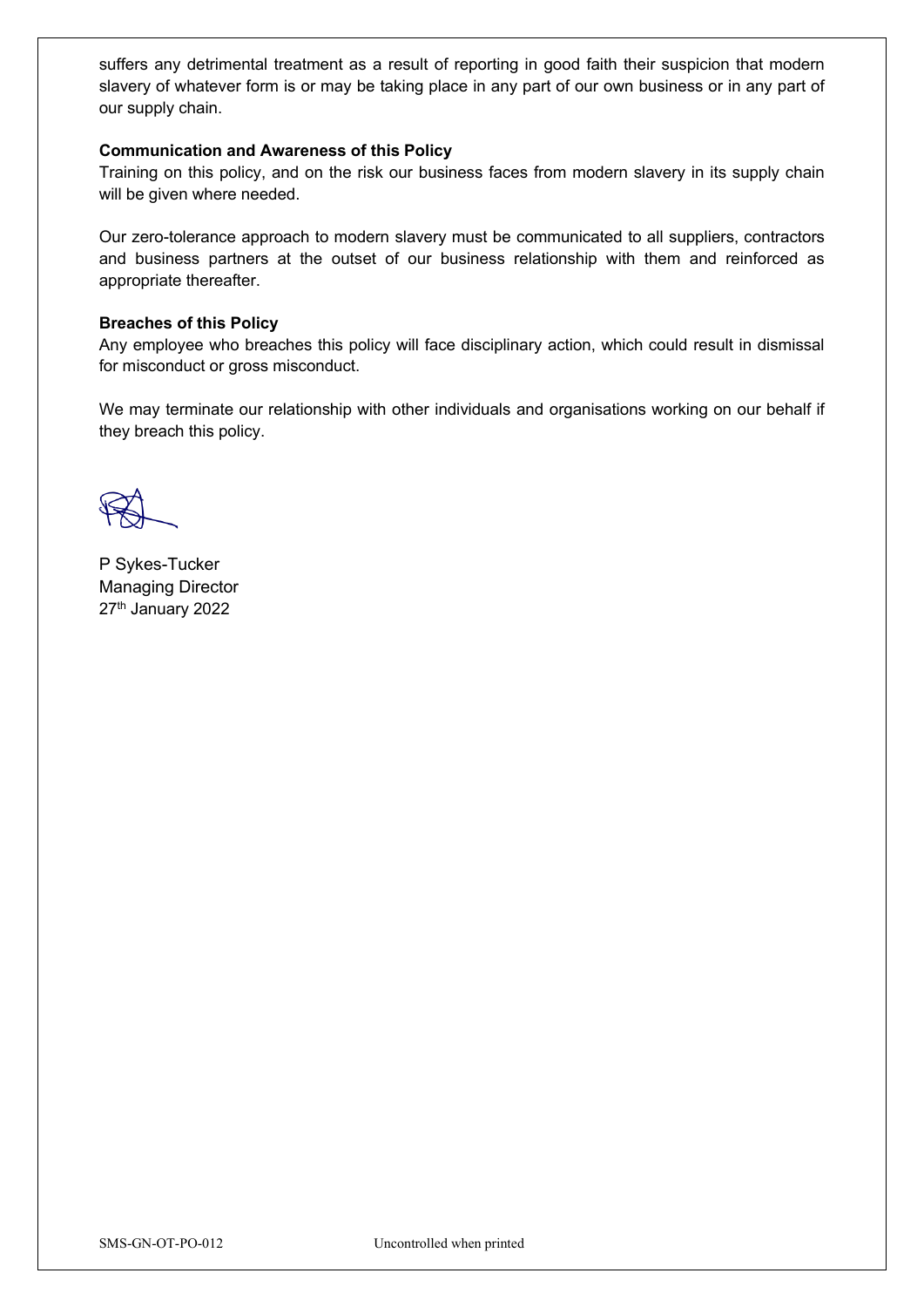suffers any detrimental treatment as a result of reporting in good faith their suspicion that modern slavery of whatever form is or may be taking place in any part of our own business or in any part of our supply chain.

**Communication and Awareness of this Policy**

Training on this policy, and on the risk our business faces from modern slavery in its supply chain will be given where needed.

Our zero-tolerance approach to modern slavery must be communicated to all suppliers, contractors and business partners at the outset of our business relationship with them and reinforced as appropriate thereafter.

**Breaches of this Policy**

Any employee who breaches this policy will face disciplinary action, which could result in dismissal for misconduct or gross misconduct.

We may terminate our relationship with other individuals and organisations working on our behalf if they breach this policy.

P Sykes-Tucker
Managing Director
27th January 2022

SMS-GN-OT-PO-012 Uncontrolled when printed